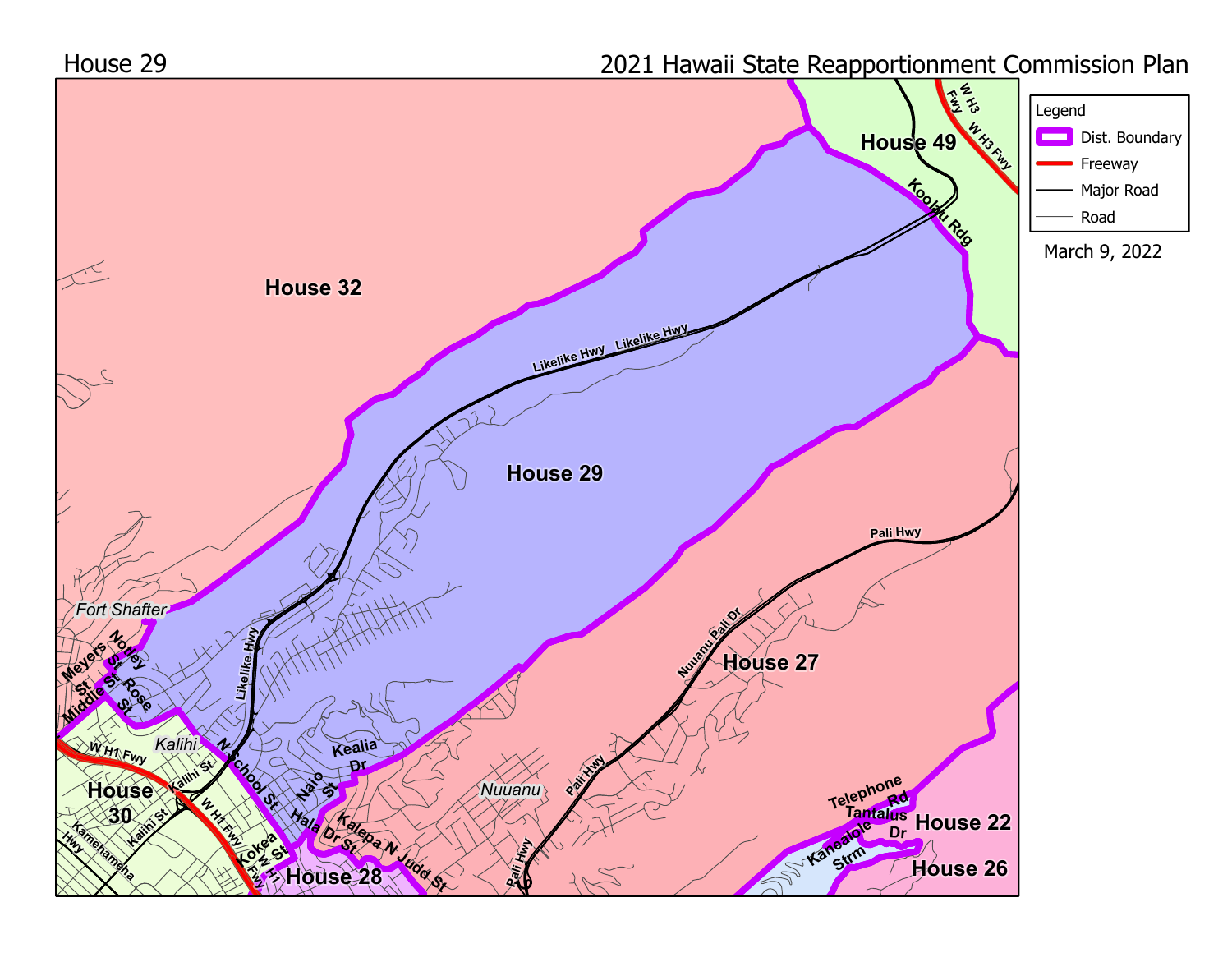House 29

2021 Hawaii State Reapportionment Commission Plan

Legend
- Dist. Boundary
- Freeway
- Major Road
- Road

March 9, 2022

House 32

House 49

House 29

House 27

House 30

House 28

House 22

House 26

Likelike Hwy

Koolau Rdg

W H3 Fwy

Pali Hwy

Nuuanu Pali Dr

Fort Shafter

Kalihi

Nuuanu

Meyers St

Middle St

Notley St

Rose St

N School St

Naio St

Kealia Dr

Hala Dr St

Kalepa N Judd St

Kalihi St

W H1 Fwy

Kamehameha Hwy

Kokea St

Telephone Rd

Tantalus Dr

Kanealole Strm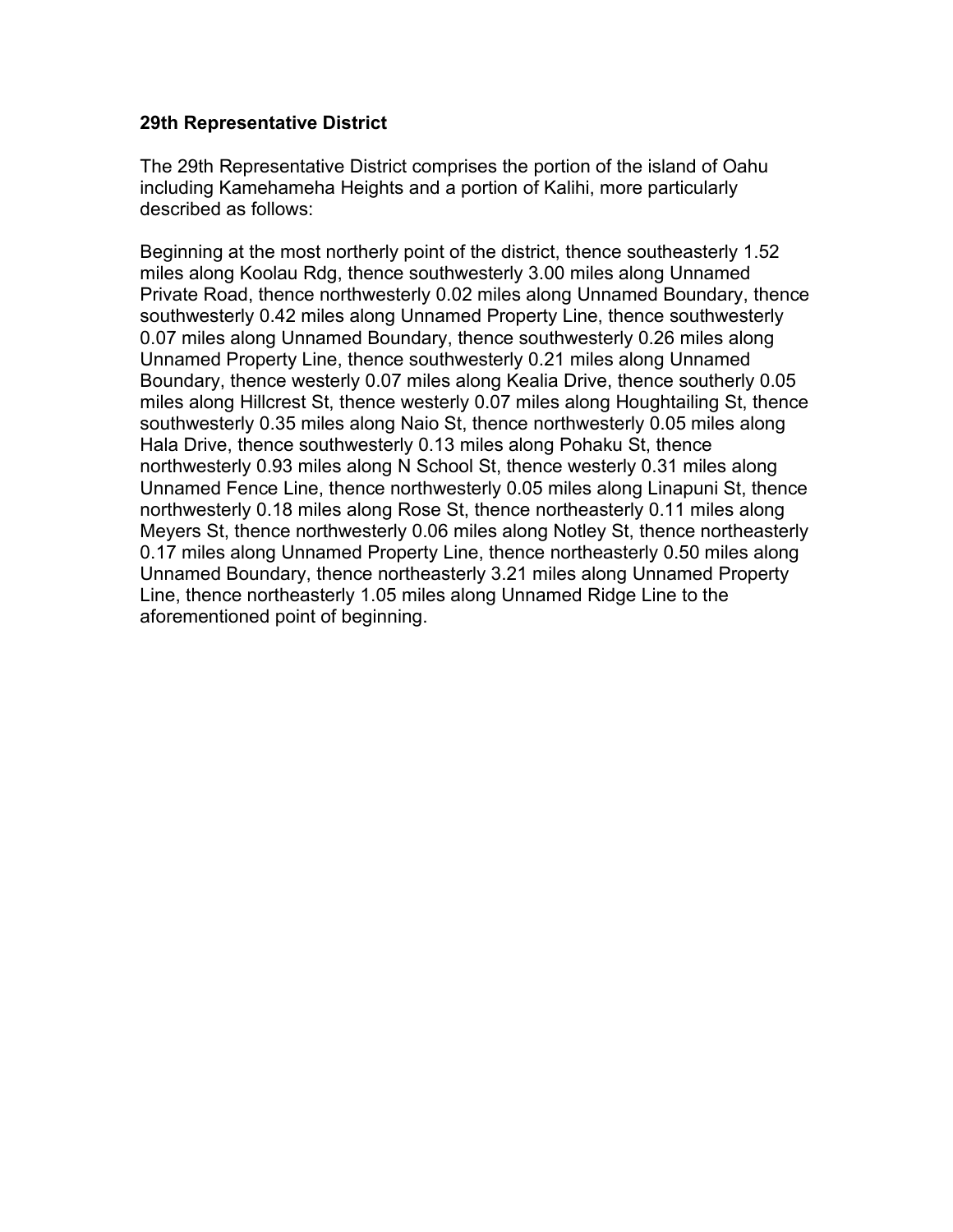**29th Representative District**

The 29th Representative District comprises the portion of the island of Oahu including Kamehameha Heights and a portion of Kalihi, more particularly described as follows:

Beginning at the most northerly point of the district, thence southeasterly 1.52 miles along Koolau Rdg, thence southwesterly 3.00 miles along Unnamed Private Road, thence northwesterly 0.02 miles along Unnamed Boundary, thence southwesterly 0.42 miles along Unnamed Property Line, thence southwesterly 0.07 miles along Unnamed Boundary, thence southwesterly 0.26 miles along Unnamed Property Line, thence southwesterly 0.21 miles along Unnamed Boundary, thence westerly 0.07 miles along Kealia Drive, thence southerly 0.05 miles along Hillcrest St, thence westerly 0.07 miles along Houghtailing St, thence southwesterly 0.35 miles along Naio St, thence northwesterly 0.05 miles along Hala Drive, thence southwesterly 0.13 miles along Pohaku St, thence northwesterly 0.93 miles along N School St, thence westerly 0.31 miles along Unnamed Fence Line, thence northwesterly 0.05 miles along Linapuni St, thence northwesterly 0.18 miles along Rose St, thence northeasterly 0.11 miles along Meyers St, thence northwesterly 0.06 miles along Notley St, thence northeasterly 0.17 miles along Unnamed Property Line, thence northeasterly 0.50 miles along Unnamed Boundary, thence northeasterly 3.21 miles along Unnamed Property Line, thence northeasterly 1.05 miles along Unnamed Ridge Line to the aforementioned point of beginning.